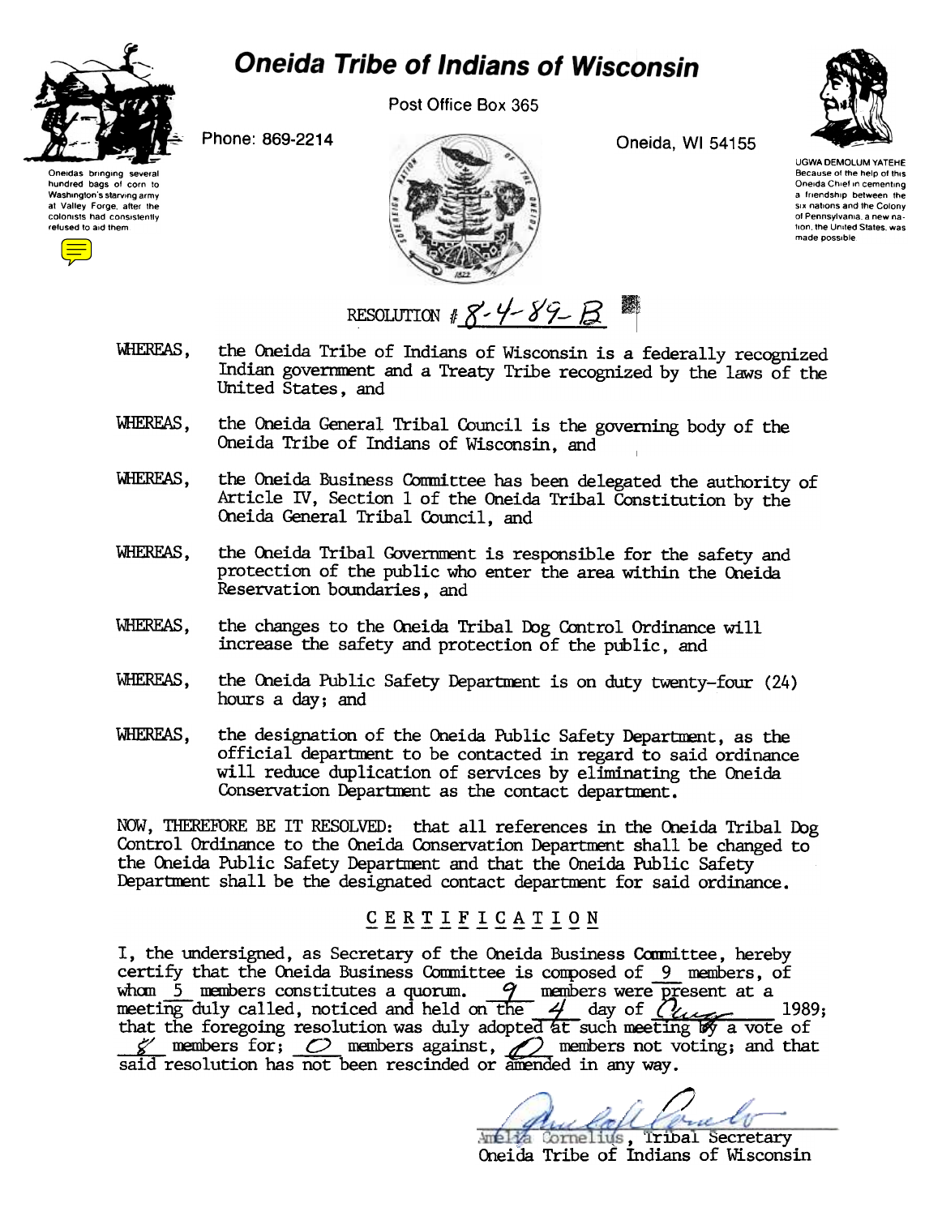# Oneida Tribe of Indians of Wisconsin

Post Office Box 365

Phone: 869-2214

Oneida, WI 54155

Oneidas bringing several hundred bags of corn to Washington's starving army at Valley Forge, after the colonists had consistently refused to aid them

UGWA DEMOLUM YATEHE Because of the help of this Oneida Chief in cementing a friendship between the six nations and the Colony of Pennsylvania, a new nation, the United States, was made possible

RESOLUTION # 8-4-89-B

WHEREAS, the Oneida Tribe of Indians of Wisconsin is a federally recognized Indian government and a Treaty Tribe recognized by the laws of the United States, and

WHEREAS, the Oneida General Tribal Council is the governing body of the Oneida Tribe of Indians of Wisconsin, and

WHEREAS, the Oneida Business Committee has been delegated the authority of Article IV, Section 1 of the Oneida Tribal Constitution by the Oneida General Tribal Council, and

WHEREAS, the Oneida Tribal Government is responsible for the safety and protection of the public who enter the area within the Oneida Reservation boundaries, and

WHEREAS, the changes to the Oneida Tribal Dog Control Ordinance will increase the safety and protection of the public, and

WHEREAS, the Oneida Public Safety Department is on duty twenty-four (24) hours a day; and

WHEREAS, the designation of the Oneida Public Safety Department, as the official department to be contacted in regard to said ordinance will reduce duplication of services by eliminating the Oneida Conservation Department as the contact department.

NOW, THEREFORE BE IT RESOLVED: that all references in the Oneida Tribal Dog Control Ordinance to the Oneida Conservation Department shall be changed to the Oneida Public Safety Department and that the Oneida Public Safety Department shall be the designated contact department for said ordinance.

## CERTIFICATION

I, the undersigned, as Secretary of the Oneida Business Committee, hereby certify that the Oneida Business Committee is composed of 9 members, of whom 5 members constitutes a quorum. 9 members were present at a meeting duly called, noticed and held on the 4 day of Aug 1989; that the foregoing resolution was duly adopted at such meeting by a vote of 8 members for; 0 members against, 0 members not voting; and that said resolution has not been rescinded or amended in any way.

Amelia Cornelius, Tribal Secretary
Oneida Tribe of Indians of Wisconsin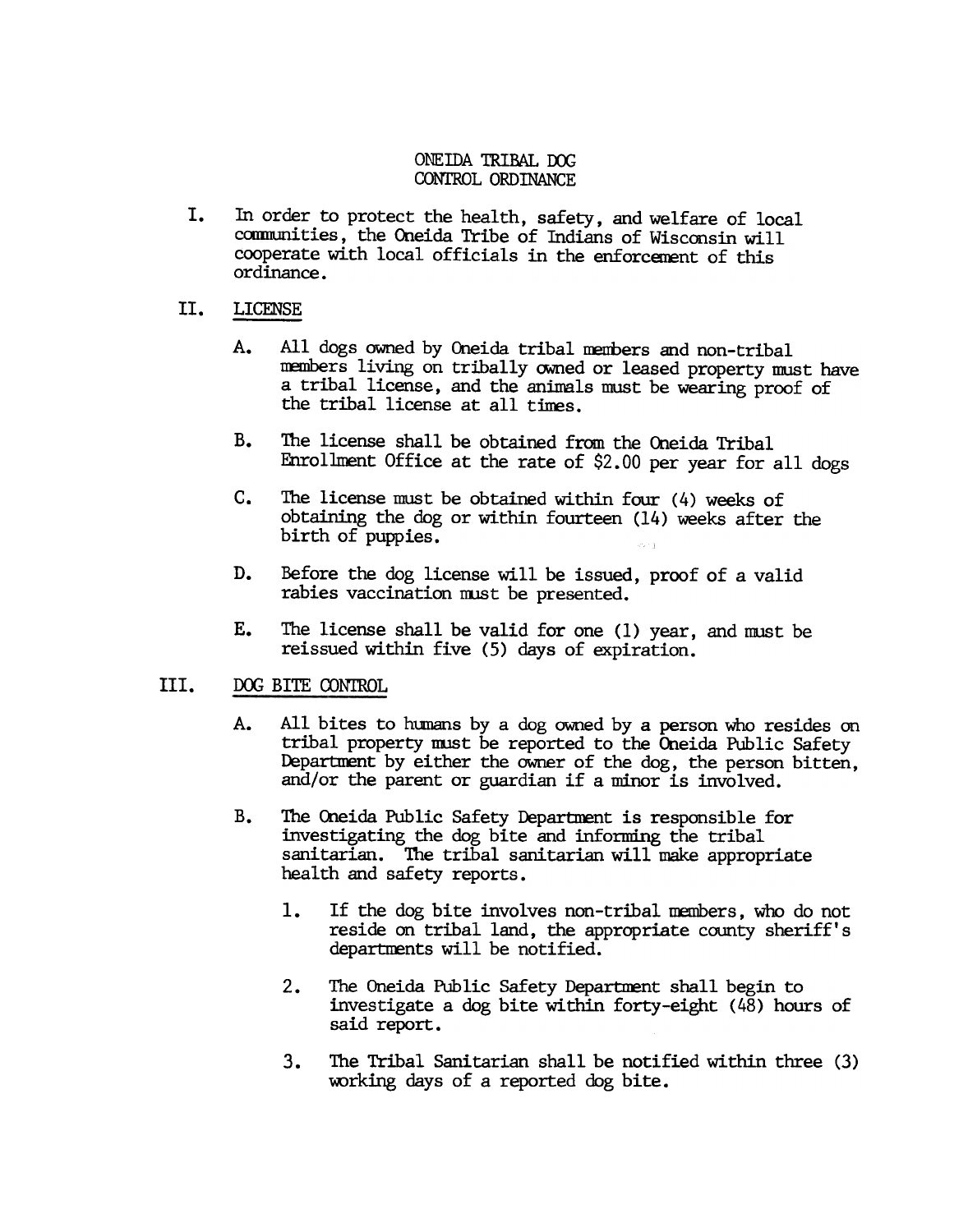# ONEIDA TRIBAL DOG CONTROL ORDINANCE

I. In order to protect the health, safety, and welfare of local communities, the Oneida Tribe of Indians of Wisconsin will cooperate with local officials in the enforcement of this ordinance.

## II. LICENSE

A. All dogs owned by Oneida tribal members and non-tribal members living on tribally owned or leased property must have a tribal license, and the animals must be wearing proof of the tribal license at all times.

B. The license shall be obtained from the Oneida Tribal Enrollment Office at the rate of $2.00 per year for all dogs

C. The license must be obtained within four (4) weeks of obtaining the dog or within fourteen (14) weeks after the birth of puppies.

D. Before the dog license will be issued, proof of a valid rabies vaccination must be presented.

E. The license shall be valid for one (1) year, and must be reissued within five (5) days of expiration.

## III. DOG BITE CONTROL

A. All bites to humans by a dog owned by a person who resides on tribal property must be reported to the Oneida Public Safety Department by either the owner of the dog, the person bitten, and/or the parent or guardian if a minor is involved.

B. The Oneida Public Safety Department is responsible for investigating the dog bite and informing the tribal sanitarian. The tribal sanitarian will make appropriate health and safety reports.

1. If the dog bite involves non-tribal members, who do not reside on tribal land, the appropriate county sheriff's departments will be notified.

2. The Oneida Public Safety Department shall begin to investigate a dog bite within forty-eight (48) hours of said report.

3. The Tribal Sanitarian shall be notified within three (3) working days of a reported dog bite.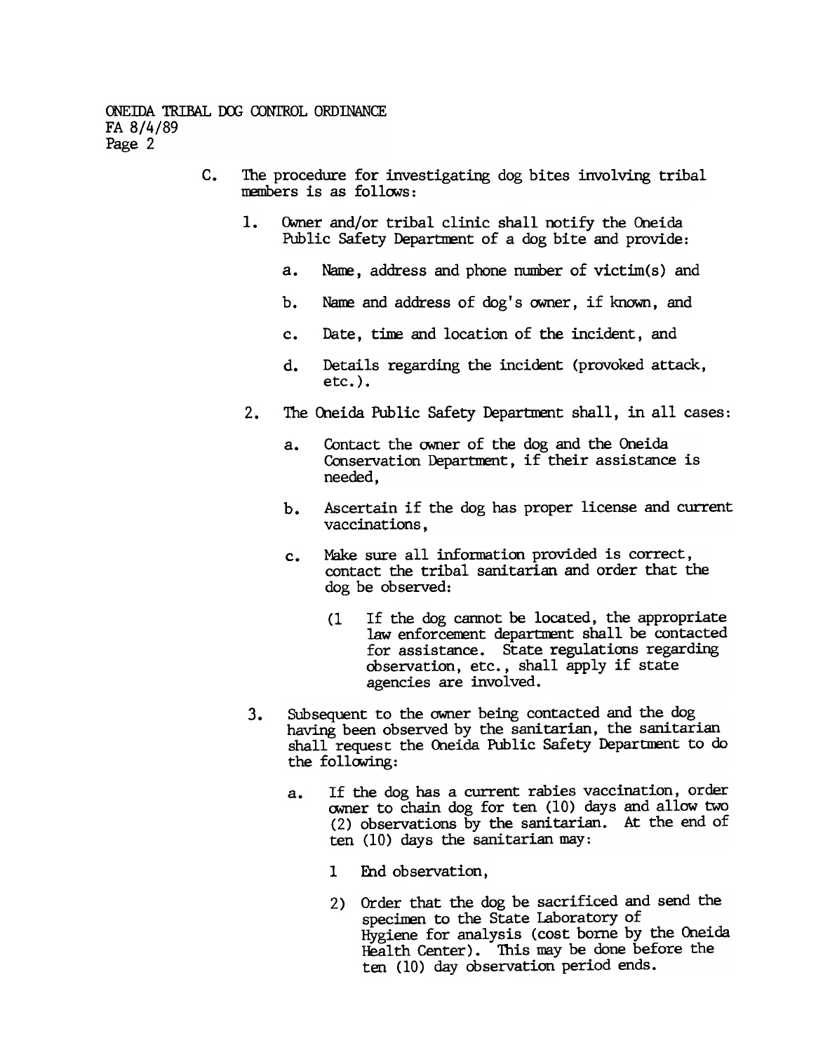C. The procedure for investigating dog bites involving tribal members is as follows:

1. Owner and/or tribal clinic shall notify the Oneida Public Safety Department of a dog bite and provide:

   a. Name, address and phone number of victim(s) and

   b. Name and address of dog's owner, if known, and

   c. Date, time and location of the incident, and

   d. Details regarding the incident (provoked attack, etc.).

2. The Oneida Public Safety Department shall, in all cases:

   a. Contact the owner of the dog and the Oneida Conservation Department, if their assistance is needed,

   b. Ascertain if the dog has proper license and current vaccinations,

   c. Make sure all information provided is correct, contact the tribal sanitarian and order that the dog be observed:

      (1 If the dog cannot be located, the appropriate law enforcement department shall be contacted for assistance. State regulations regarding observation, etc., shall apply if state agencies are involved.

3. Subsequent to the owner being contacted and the dog having been observed by the sanitarian, the sanitarian shall request the Oneida Public Safety Department to do the following:

   a. If the dog has a current rabies vaccination, order owner to chain dog for ten (10) days and allow two (2) observations by the sanitarian. At the end of ten (10) days the sanitarian may:

      1 End observation,

      2) Order that the dog be sacrificed and send the specimen to the State Laboratory of Hygiene for analysis (cost borne by the Oneida Health Center). This may be done before the ten (10) day observation period ends.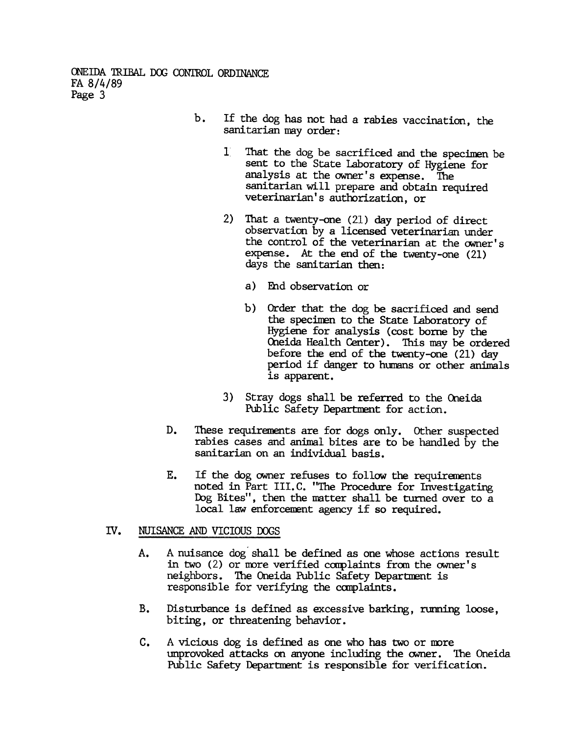b. If the dog has not had a rabies vaccination, the sanitarian may order:

1. That the dog be sacrificed and the specimen be sent to the State Laboratory of Hygiene for analysis at the owner's expense. The sanitarian will prepare and obtain required veterinarian's authorization, or

2) That a twenty-one (21) day period of direct observation by a licensed veterinarian under the control of the veterinarian at the owner's expense. At the end of the twenty-one (21) days the sanitarian then:

   a) End observation or

   b) Order that the dog be sacrificed and send the specimen to the State Laboratory of Hygiene for analysis (cost borne by the Oneida Health Center). This may be ordered before the end of the twenty-one (21) day period if danger to humans or other animals is apparent.

3) Stray dogs shall be referred to the Oneida Public Safety Department for action.

D. These requirements are for dogs only. Other suspected rabies cases and animal bites are to be handled by the sanitarian on an individual basis.

E. If the dog owner refuses to follow the requirements noted in Part III.C. "The Procedure for Investigating Dog Bites", then the matter shall be turned over to a local law enforcement agency if so required.

## IV. NUISANCE AND VICIOUS DOGS

A. A nuisance dog shall be defined as one whose actions result in two (2) or more verified complaints from the owner's neighbors. The Oneida Public Safety Department is responsible for verifying the complaints.

B. Disturbance is defined as excessive barking, running loose, biting, or threatening behavior.

C. A vicious dog is defined as one who has two or more unprovoked attacks on anyone including the owner. The Oneida Public Safety Department is responsible for verification.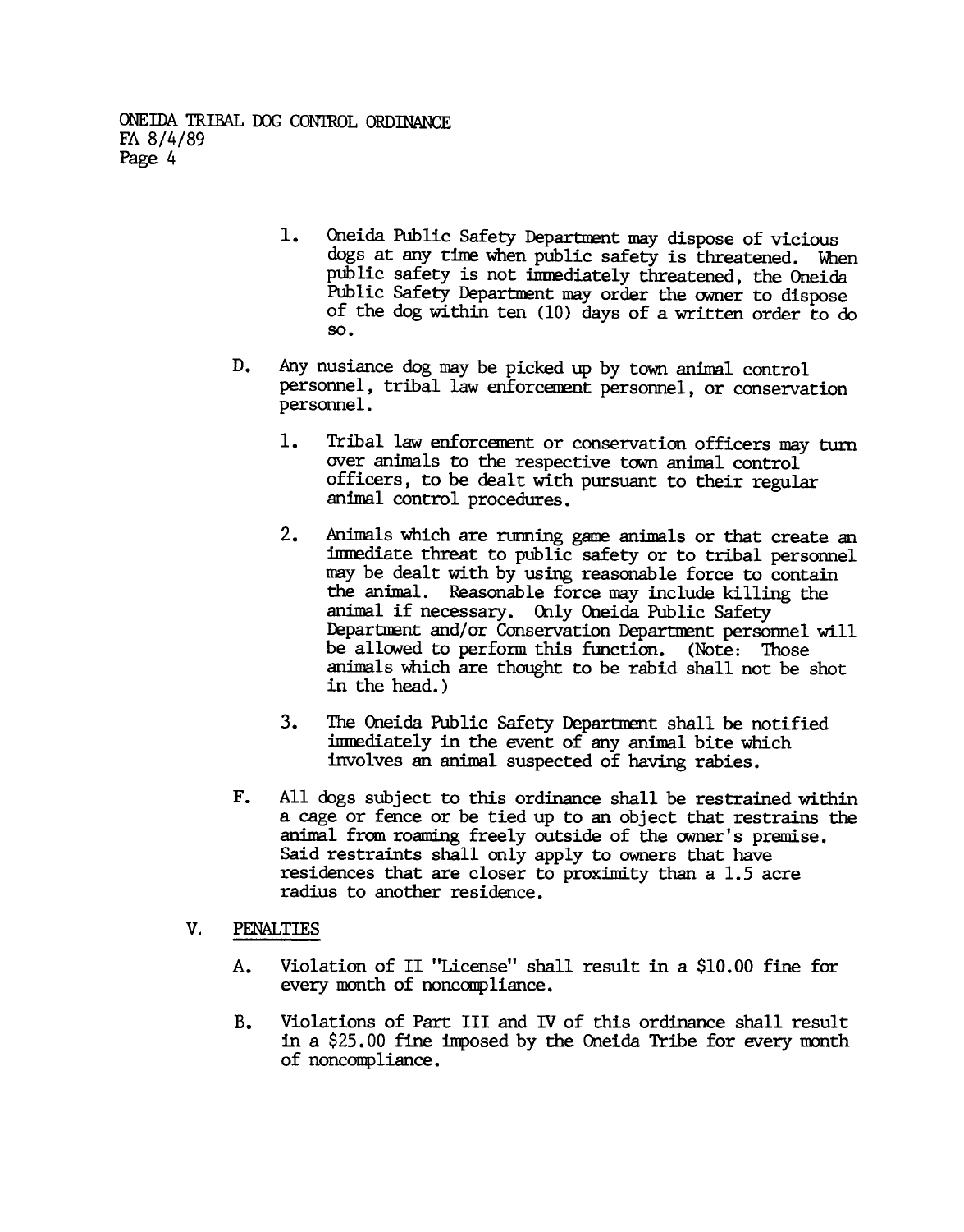1. Oneida Public Safety Department may dispose of vicious dogs at any time when public safety is threatened. When public safety is not immediately threatened, the Oneida Public Safety Department may order the owner to dispose of the dog within ten (10) days of a written order to do so.

D. Any nusiance dog may be picked up by town animal control personnel, tribal law enforcement personnel, or conservation personnel.

   1. Tribal law enforcement or conservation officers may turn over animals to the respective town animal control officers, to be dealt with pursuant to their regular animal control procedures.

   2. Animals which are running game animals or that create an immediate threat to public safety or to tribal personnel may be dealt with by using reasonable force to contain the animal. Reasonable force may include killing the animal if necessary. Only Oneida Public Safety Department and/or Conservation Department personnel will be allowed to perform this function. (Note: Those animals which are thought to be rabid shall not be shot in the head.)

   3. The Oneida Public Safety Department shall be notified immediately in the event of any animal bite which involves an animal suspected of having rabies.

F. All dogs subject to this ordinance shall be restrained within a cage or fence or be tied up to an object that restrains the animal from roaming freely outside of the owner's premise. Said restraints shall only apply to owners that have residences that are closer to proximity than a 1.5 acre radius to another residence.

## V. PENALTIES

A. Violation of II "License" shall result in a $10.00 fine for every month of noncompliance.

B. Violations of Part III and IV of this ordinance shall result in a $25.00 fine imposed by the Oneida Tribe for every month of noncompliance.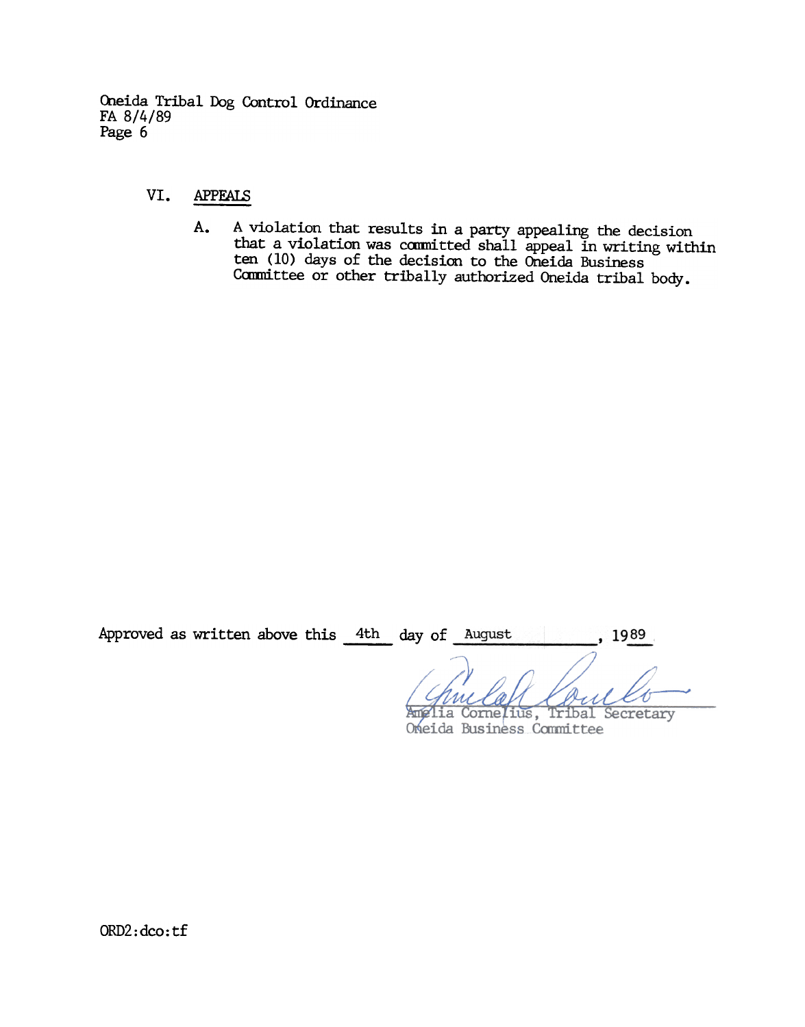## VI. APPEALS

A. A violation that results in a party appealing the decision that a violation was committed shall appeal in writing within ten (10) days of the decision to the Oneida Business Committee or other tribally authorized Oneida tribal body.

Approved as written above this 4th day of August, 1989

Amelia Cornelius, Tribal Secretary
Oneida Business Committee

ORD2:dco:tf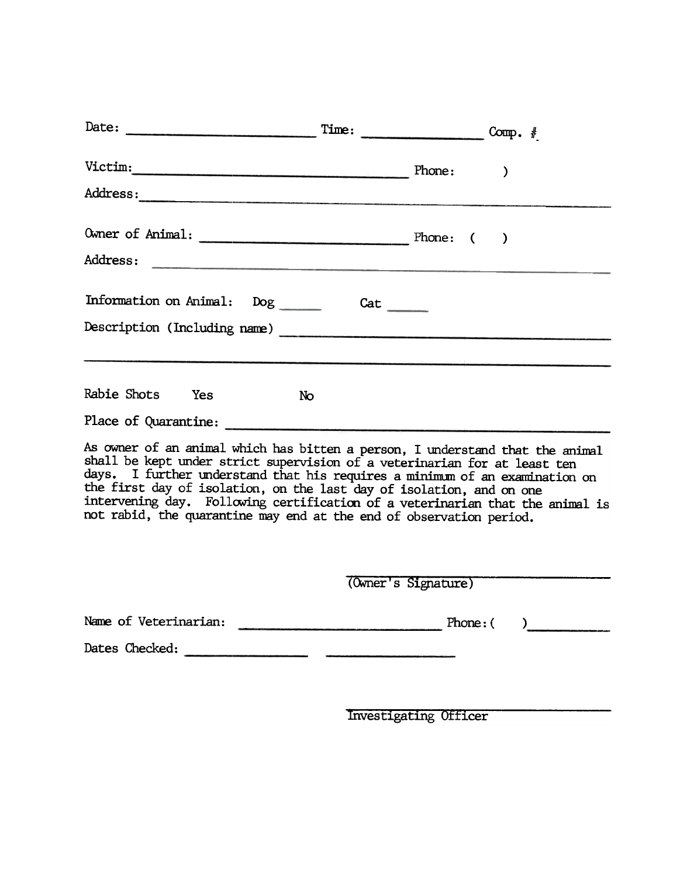Date: ______________________ Time: ______________ Comp. #

Victim: ________________________________ Phone: )

Address: ________________________________________________

Owner of Animal: ________________________ Phone: ( )

Address: ________________________________________________

Information on Animal: Dog _____ Cat _____

Description (Including name) ____________________________

__________________________________________________________

Rabie Shots Yes No

Place of Quarantine: _____________________________________

As owner of an animal which has bitten a person, I understand that the animal shall be kept under strict supervision of a veterinarian for at least ten days. I further understand that his requires a minimum of an examination on the first day of isolation, on the last day of isolation, and on one intervening day. Following certification of a veterinarian that the animal is not rabid, the quarantine may end at the end of observation period.

______________________________
(Owner's Signature)

Name of Veterinarian: ______________________ Phone: ( ) __________

Dates Checked: ______________ ______________

______________________________
Investigating Officer